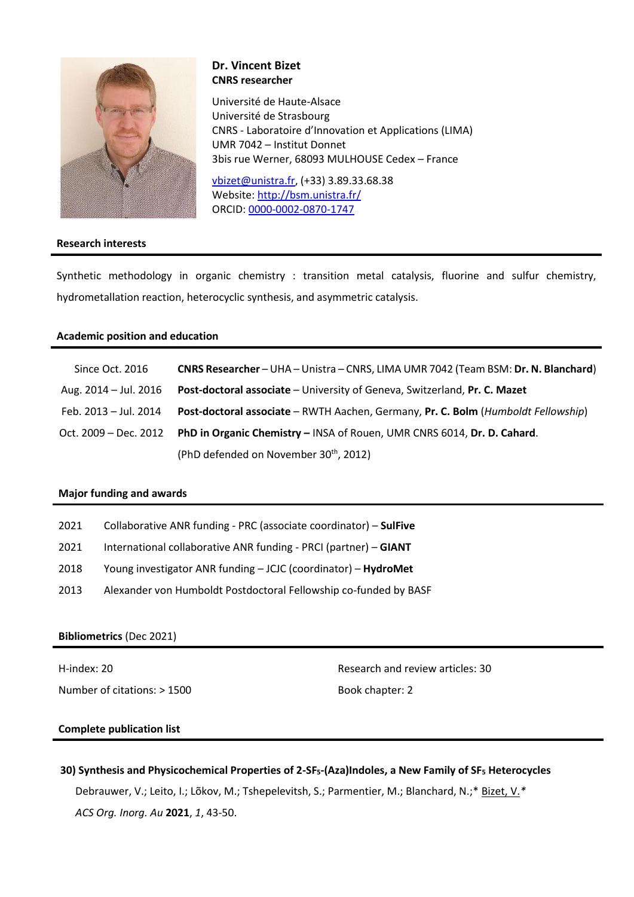**Dr. Vincent Bizet**
**CNRS researcher**

Université de Haute-Alsace
Université de Strasbourg
CNRS - Laboratoire d'Innovation et Applications (LIMA)
UMR 7042 – Institut Donnet
3bis rue Werner, 68093 MULHOUSE Cedex – France

vbizet@unistra.fr, (+33) 3.89.33.68.38
Website: http://bsm.unistra.fr/
ORCID: 0000-0002-0870-1747

## Research interests

Synthetic methodology in organic chemistry : transition metal catalysis, fluorine and sulfur chemistry, hydrometallation reaction, heterocyclic synthesis, and asymmetric catalysis.

## Academic position and education

| | |
|---|---|
| Since Oct. 2016 | **CNRS Researcher** – UHA – Unistra – CNRS, LIMA UMR 7042 (Team BSM: **Dr. N. Blanchard**) |
| Aug. 2014 – Jul. 2016 | **Post-doctoral associate** – University of Geneva, Switzerland, **Pr. C. Mazet** |
| Feb. 2013 – Jul. 2014 | **Post-doctoral associate** – RWTH Aachen, Germany, **Pr. C. Bolm** (*Humboldt Fellowship*) |
| Oct. 2009 – Dec. 2012 | **PhD in Organic Chemistry –** INSA of Rouen, UMR CNRS 6014, **Dr. D. Cahard**. (PhD defended on November 30th, 2012) |

## Major funding and awards

| | |
|---|---|
| 2021 | Collaborative ANR funding - PRC (associate coordinator) – **SulFive** |
| 2021 | International collaborative ANR funding - PRCI (partner) – **GIANT** |
| 2018 | Young investigator ANR funding – JCJC (coordinator) – **HydroMet** |
| 2013 | Alexander von Humboldt Postdoctoral Fellowship co-funded by BASF |

## Bibliometrics (Dec 2021)

| | |
|---|---|
| H-index: 20 | Research and review articles: 30 |
| Number of citations: > 1500 | Book chapter: 2 |

## Complete publication list

**30) Synthesis and Physicochemical Properties of 2-$SF_5$-(Aza)Indoles, a New Family of $SF_5$ Heterocycles**
Debrauwer, V.; Leito, I.; Lõkov, M.; Tshepelevitsh, S.; Parmentier, M.; Blanchard, N.;* Bizet, V.*
*ACS Org. Inorg. Au* **2021**, *1*, 43-50.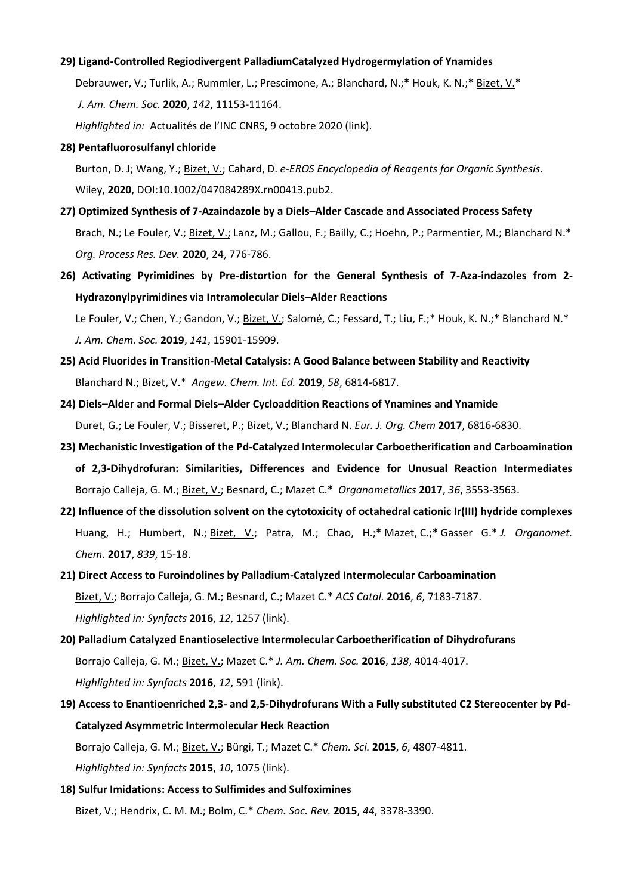**29) Ligand-Controlled Regiodivergent PalladiumCatalyzed Hydrogermylation of Ynamides**

Debrauwer, V.; Turlik, A.; Rummler, L.; Prescimone, A.; Blanchard, N.;* Houk, K. N.;* Bizet, V.*

*J. Am. Chem. Soc.* **2020**, *142*, 11153-11164.

*Highlighted in:* Actualités de l'INC CNRS, 9 octobre 2020 (link).

**28) Pentafluorosulfanyl chloride**

Burton, D. J; Wang, Y.; Bizet, V.; Cahard, D. *e-EROS Encyclopedia of Reagents for Organic Synthesis*. Wiley, **2020**, DOI:10.1002/047084289X.rn00413.pub2.

**27) Optimized Synthesis of 7-Azaindazole by a Diels–Alder Cascade and Associated Process Safety**

Brach, N.; Le Fouler, V.; Bizet, V.; Lanz, M.; Gallou, F.; Bailly, C.; Hoehn, P.; Parmentier, M.; Blanchard N.* *Org. Process Res. Dev.* **2020**, 24, 776-786.

**26) Activating Pyrimidines by Pre-distortion for the General Synthesis of 7-Aza-indazoles from 2-Hydrazonylpyrimidines via Intramolecular Diels–Alder Reactions**

Le Fouler, V.; Chen, Y.; Gandon, V.; Bizet, V.; Salomé, C.; Fessard, T.; Liu, F.;* Houk, K. N.;* Blanchard N.* *J. Am. Chem. Soc.* **2019**, *141*, 15901-15909.

**25) Acid Fluorides in Transition-Metal Catalysis: A Good Balance between Stability and Reactivity**

Blanchard N.; Bizet, V.* *Angew. Chem. Int. Ed.* **2019**, *58*, 6814-6817.

**24) Diels–Alder and Formal Diels–Alder Cycloaddition Reactions of Ynamines and Ynamide**

Duret, G.; Le Fouler, V.; Bisseret, P.; Bizet, V.; Blanchard N. *Eur. J. Org. Chem* **2017**, 6816-6830.

**23) Mechanistic Investigation of the Pd-Catalyzed Intermolecular Carboetherification and Carboamination of 2,3-Dihydrofuran: Similarities, Differences and Evidence for Unusual Reaction Intermediates**

Borrajo Calleja, G. M.; Bizet, V.; Besnard, C.; Mazet C.* *Organometallics* **2017**, *36*, 3553-3563.

**22) Influence of the dissolution solvent on the cytotoxicity of octahedral cationic Ir(III) hydride complexes**

Huang, H.; Humbert, N.; Bizet, V.; Patra, M.; Chao, H.;* Mazet, C.;* Gasser G.* *J. Organomet. Chem.* **2017**, *839*, 15-18.

**21) Direct Access to Furoindolines by Palladium-Catalyzed Intermolecular Carboamination**

Bizet, V.; Borrajo Calleja, G. M.; Besnard, C.; Mazet C.* *ACS Catal.* **2016**, *6*, 7183-7187.

*Highlighted in: Synfacts* **2016**, *12*, 1257 (link).

**20) Palladium Catalyzed Enantioselective Intermolecular Carboetherification of Dihydrofurans**

Borrajo Calleja, G. M.; Bizet, V.; Mazet C.* *J. Am. Chem. Soc.* **2016**, *138*, 4014-4017.

*Highlighted in: Synfacts* **2016**, *12*, 591 (link).

**19) Access to Enantioenriched 2,3- and 2,5-Dihydrofurans With a Fully substituted C2 Stereocenter by Pd-Catalyzed Asymmetric Intermolecular Heck Reaction**

Borrajo Calleja, G. M.; Bizet, V.; Bürgi, T.; Mazet C.* *Chem. Sci.* **2015**, *6*, 4807-4811.

*Highlighted in: Synfacts* **2015**, *10*, 1075 (link).

**18) Sulfur Imidations: Access to Sulfimides and Sulfoximines**

Bizet, V.; Hendrix, C. M. M.; Bolm, C.* *Chem. Soc. Rev.* **2015**, *44*, 3378-3390.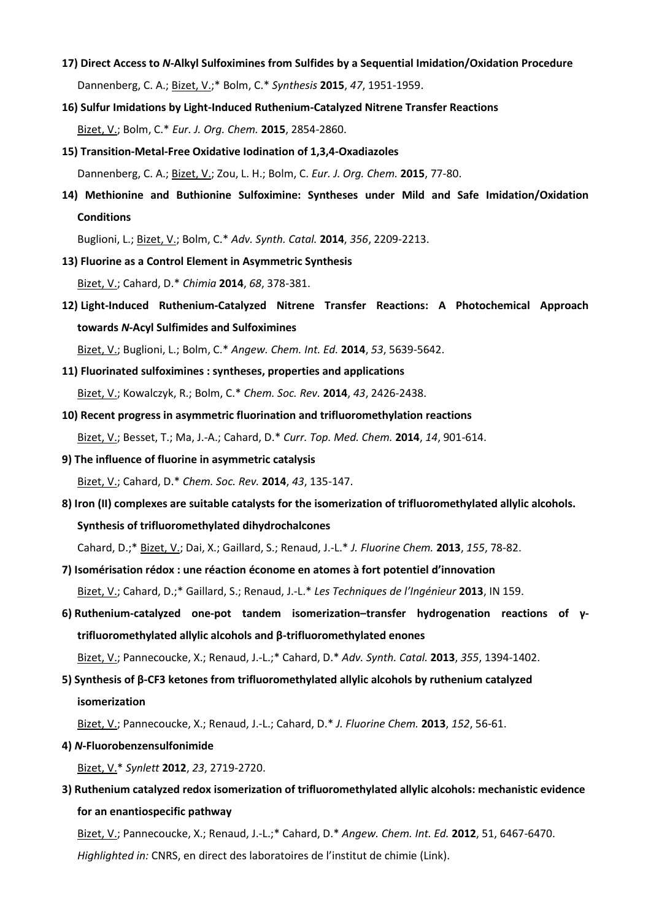**17) Direct Access to *N*-Alkyl Sulfoximines from Sulfides by a Sequential Imidation/Oxidation Procedure**

Dannenberg, C. A.; Bizet, V.;* Bolm, C.* *Synthesis* **2015**, *47*, 1951-1959.

**16) Sulfur Imidations by Light-Induced Ruthenium-Catalyzed Nitrene Transfer Reactions**

Bizet, V.; Bolm, C.* *Eur. J. Org. Chem.* **2015**, 2854-2860.

**15) Transition-Metal-Free Oxidative Iodination of 1,3,4-Oxadiazoles**

Dannenberg, C. A.; Bizet, V.; Zou, L. H.; Bolm, C. *Eur. J. Org. Chem.* **2015**, 77-80.

**14) Methionine and Buthionine Sulfoximine: Syntheses under Mild and Safe Imidation/Oxidation Conditions**

Buglioni, L.; Bizet, V.; Bolm, C.* *Adv. Synth. Catal.* **2014**, *356*, 2209-2213.

**13) Fluorine as a Control Element in Asymmetric Synthesis**

Bizet, V.; Cahard, D.* *Chimia* **2014**, *68*, 378-381.

**12) Light-Induced Ruthenium-Catalyzed Nitrene Transfer Reactions: A Photochemical Approach towards *N*-Acyl Sulfimides and Sulfoximines**

Bizet, V.; Buglioni, L.; Bolm, C.* *Angew. Chem. Int. Ed.* **2014**, *53*, 5639-5642.

**11) Fluorinated sulfoximines : syntheses, properties and applications**

Bizet, V.; Kowalczyk, R.; Bolm, C.* *Chem. Soc. Rev.* **2014**, *43*, 2426-2438.

**10) Recent progress in asymmetric fluorination and trifluoromethylation reactions**

Bizet, V.; Besset, T.; Ma, J.-A.; Cahard, D.* *Curr. Top. Med. Chem.* **2014**, *14*, 901-614.

**9) The influence of fluorine in asymmetric catalysis**

Bizet, V.; Cahard, D.* *Chem. Soc. Rev.* **2014**, *43*, 135-147.

**8) Iron (II) complexes are suitable catalysts for the isomerization of trifluoromethylated allylic alcohols. Synthesis of trifluoromethylated dihydrochalcones**

Cahard, D.;* Bizet, V.; Dai, X.; Gaillard, S.; Renaud, J.-L.* *J. Fluorine Chem.* **2013**, *155*, 78-82.

**7) Isomérisation rédox : une réaction économe en atomes à fort potentiel d'innovation**

Bizet, V.; Cahard, D.;* Gaillard, S.; Renaud, J.-L.* *Les Techniques de l'Ingénieur* **2013**, IN 159.

**6) Ruthenium-catalyzed one-pot tandem isomerization–transfer hydrogenation reactions of γ-trifluoromethylated allylic alcohols and β-trifluoromethylated enones**

Bizet, V.; Pannecoucke, X.; Renaud, J.-L.;* Cahard, D.* *Adv. Synth. Catal.* **2013**, *355*, 1394-1402.

**5) Synthesis of β-CF3 ketones from trifluoromethylated allylic alcohols by ruthenium catalyzed isomerization**

Bizet, V.; Pannecoucke, X.; Renaud, J.-L.; Cahard, D.* *J. Fluorine Chem.* **2013**, *152*, 56-61.

**4) *N*-Fluorobenzensulfonimide**

Bizet, V.* *Synlett* **2012**, *23*, 2719-2720.

**3) Ruthenium catalyzed redox isomerization of trifluoromethylated allylic alcohols: mechanistic evidence for an enantiospecific pathway**

Bizet, V.; Pannecoucke, X.; Renaud, J.-L.;* Cahard, D.* *Angew. Chem. Int. Ed.* **2012**, 51, 6467-6470.

*Highlighted in:* CNRS, en direct des laboratoires de l'institut de chimie (Link).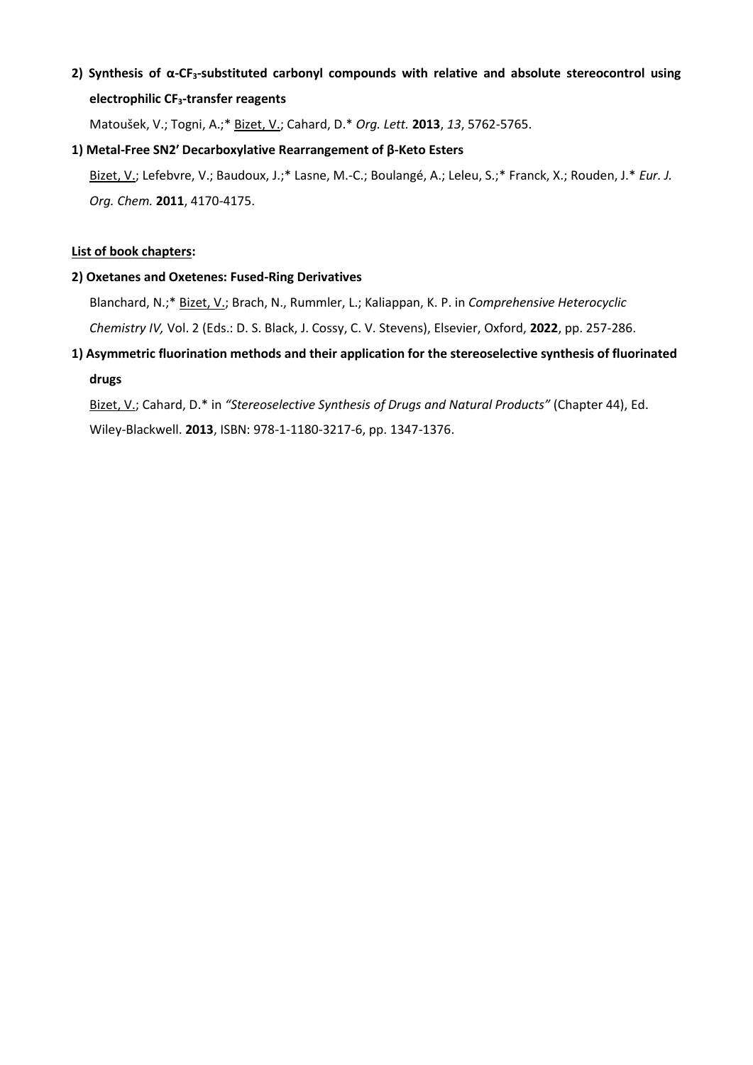**2) Synthesis of α-$CF_3$-substituted carbonyl compounds with relative and absolute stereocontrol using electrophilic $CF_3$-transfer reagents**

Matoušek, V.; Togni, A.;* Bizet, V.; Cahard, D.* *Org. Lett.* **2013**, *13*, 5762-5765.

**1) Metal-Free SN2' Decarboxylative Rearrangement of β-Keto Esters**

Bizet, V.; Lefebvre, V.; Baudoux, J.;* Lasne, M.-C.; Boulangé, A.; Leleu, S.;* Franck, X.; Rouden, J.* *Eur. J. Org. Chem.* **2011**, 4170-4175.

**List of book chapters:**

**2) Oxetanes and Oxetenes: Fused-Ring Derivatives**

Blanchard, N.;* Bizet, V.; Brach, N., Rummler, L.; Kaliappan, K. P. in *Comprehensive Heterocyclic Chemistry IV,* Vol. 2 (Eds.: D. S. Black, J. Cossy, C. V. Stevens), Elsevier, Oxford, **2022**, pp. 257-286.

**1) Asymmetric fluorination methods and their application for the stereoselective synthesis of fluorinated drugs**

Bizet, V.; Cahard, D.* in *"Stereoselective Synthesis of Drugs and Natural Products"* (Chapter 44), Ed. Wiley-Blackwell. **2013**, ISBN: 978-1-1180-3217-6, pp. 1347-1376.